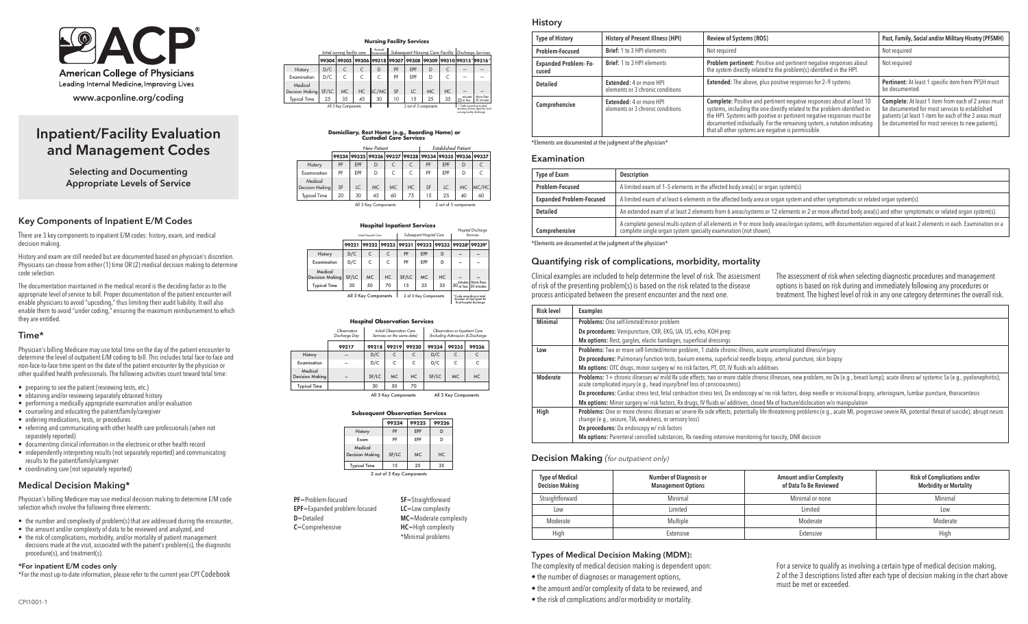# ACP

American College of Physicians
Leading Internal Medicine, Improving Lives

www.acponline.org/coding

# Inpatient/Facility Evaluation and Management Codes

Selecting and Documenting Appropriate Levels of Service

## Key Components of Inpatient E/M Codes

There are 3 key components to inpatient E/M codes: history, exam, and medical decision making.

History and exam are still needed but are documented based on physician's discretion. Physicians can choose from either (1) time OR (2) medical decision making to determine code selection.

The documentation maintained in the medical record is the deciding factor as to the appropriate level of service to bill. Proper documentation of the patient encounter will enable physicians to avoid "upcoding," thus limiting their audit liability. It will also enable them to avoid "under coding," ensuring the maximum reimbursement to which they are entitled.

## Time*

Physician's billing Medicare may use total time on the day of the patient encounter to determine the level of outpatient E/M coding to bill. This includes total face-to-face and non-face-to-face time spent on the date of the patient encounter by the physician or other qualified health professionals. The following activities count toward total time:

- preparing to see the patient (reviewing tests, etc.)
- obtaining and/or reviewing separately obtained history
- performing a medically appropriate examination and/or evaluation
- counseling and educating the patient/family/caregiver
- ordering medications, tests, or procedures
- referring and communicating with other health care professionals (when not separately reported)
- documenting clinical information in the electronic or other health record
- independently interpreting results (not separately reported) and communicating results to the patient/family/caregiver
- coordinating care (not separately reported)

## Medical Decision Making*

Physician's billing Medicare may use medical decision making to determine E/M code selection which involve the following three elements:

- the number and complexity of problem(s) that are addressed during the encounter,
- the amount and/or complexity of data to be reviewed and analyzed, and
- the risk of complications, morbidity, and/or mortality of patient management decisions made at the visit, associated with the patient's problem(s), the diagnostic procedure(s), and treatment(s).

**\*For inpatient E/M codes only**

\*For the most up-to-date information, please refer to the current year CPT Codebook

### Nursing Facility Services

| | Initial nursing facility care | | | Annual Assessment | Subsequent Nursing Care Facility | | | | Discharge Services | |
|---|---|---|---|---|---|---|---|---|---|---|
| | 99304 | 99305 | 99306 | 99318 | 99307 | 99308 | 99309 | 99310 | 99315* | 99316* |
| History | D/C | C | C | D | PF | EPF | D | C | – | – |
| Examination | D/C | C | C | C | PF | EPF | D | C | – | – |
| Medical Decision Making | SF/LC | MC | HC | LC/MC | SF | LC | MC | HC | – | – |
| Typical Time | 25 | 35 | 45 | 30 | 10 | 15 | 25 | 35 | 30 minutes or less | More than 30 minutes |
| | All 3 Key Components | | | | 2 out of 3 components | | | | *Code according to total duration of time spent for final nursing facility discharge | |

### Domiciliary, Rest Home (e.g., Boarding Home) or Custodial Care Services

| | New Patient | | | | | Established Patient | | | |
|---|---|---|---|---|---|---|---|---|---|
| | 99324 | 99325 | 99326 | 99327 | 99328 | 99334 | 99335 | 99336 | 99337 |
| History | PF | EPF | D | C | C | PF | EPF | D | C |
| Examination | PF | EPF | D | C | C | PF | EPF | D | C |
| Medical Decision Making | SF | LC | MC | MC | HC | SF | LC | MC | MC/HC |
| Typical Time | 20 | 30 | 45 | 60 | 75 | 15 | 25 | 40 | 60 |
| | All 3 Key Components | | | | | 2 out of 3 components | | | |

### Hospital Inpatient Services

| | Initial Hospital Care | | | Subsequent Hospital Care | | | Hospital Discharge Services | |
|---|---|---|---|---|---|---|---|---|
| | 99221 | 99222 | 99223 | 99231 | 99232 | 99233 | 99238* | 99239* |
| History | D/C | C | C | PF | EPF | D | – | – |
| Examination | D/C | C | C | PF | EPF | D | – | – |
| Medical Decision Making | SF/LC | MC | HC | SF/LC | MC | HC | – | – |
| Typical Time | 30 | 50 | 70 | 15 | 25 | 35 | 30 minutes or less | More than 30 minutes |
| | All 3 Key Components | | | 2 of 3 Key Components | | | *Code according to total duration of time spent for final hospital discharge | |

### Hospital Observation Services

| | Observation Discharge Day | Initial Observation Care | | | Observation or Inpatient Care Services on the same date) (Including Admission & Discharge | | |
|---|---|---|---|---|---|---|---|
| | 99217 | 99218 | 99219 | 99220 | 99234 | 99235 | 99236 |
| History | – | D/C | C | C | D/C | C | C |
| Examination | – | D/C | C | C | D/C | C | C |
| Medical Decision Making | – | SF/LC | MC | HC | SF/LC | MC | HC |
| Typical Time | | 30 | 50 | 70 | | | |
| | | All 3 Key Components | | | All 3 Key Components | | |

### Subsequent Observation Services

| | 99224 | 99225 | 99226 |
|---|---|---|---|
| History | PF | EPF | D |
| Exam | PF | EPF | D |
| Medical Decision Making | SF/LC | MC | HC |
| Typical Time | 15 | 25 | 35 |
| | 2 out of 3 Key Components | | |

**PF**=Problem-focused
**EPF**=Expanded problem-focused
**D**=Detailed
**C**=Comprehensive
**SF**=Straightforward
**LC**=Low complexity
**MC**=Moderate complexity
**HC**=High complexity
*Minimal problems

## History

| Type of History | History of Present Illness (HPI) | Review of Systems (ROS) | Past, Family, Social and/or Military Hisotry (PFSMH) |
|---|---|---|---|
| Problem-Focused | **Brief:** 1 to 3 HPI elements | Not required | Not required |
| Expanded Problem- Focused | **Brief:** 1 to 3 HPI elements | **Problem pertinent:** Positive and pertinent negative responses about the system directly related to the problem(s) identified in the HPI. | Not required |
| Detailed | **Extended:** 4 or more HPI elements or 3 chronic conditions | **Extended:** The above, plus positive responses for 2–9 systems. | **Pertinent:** At least 1 specific item from PFSH must be documented. |
| Comprehensive | **Extended:** 4 or more HPI elements or 3 chronic conditions | **Complete:** Positive and pertinent negative responses about at least 10 systems, including the one directly related to the problem identified in the HPI. Systems with positive or pertinent negative responses must be documented individually. For the remaining system, a notation indicating that all other systems are negative is permissible. | **Complete:** At least 1 item from each of 2 areas must be documented for most services to established patients (at least 1 item for each of the 3 areas must be documented for most services to new patients). |

\*Elements are documented at the judgment of the physician*

## Examination

| Type of Exam | Description |
|---|---|
| Problem-Focused | A limited exam of 1–5 elements in the affected body area(s) or organ system(s). |
| Expanded Problem-Focused | A limited exam of at least 6 elements in the affected body area or organ system and other symptomatic or related organ system(s). |
| Detailed | An extended exam of at least 2 elements from 6 areas/systems or 12 elements in 2 or more affected body area(s) and other symptomatic or related organ system(s). |
| Comprehensive | A complete general multi-system of all elements in 9 or more body areas/organ systems, with documentation required of at least 2 elements in each. Examination or a complete single organ system specialty examination (not shown). |

\*Elements are documented at the judgment of the physician*

## Quantifying risk of complications, morbidity, mortality

Clinical examples are included to help determine the level of risk. The assessment of risk of the presenting problem(s) is based on the risk related to the disease process anticipated between the present encounter and the next one.

The assessment of risk when selecting diagnostic procedures and management options is based on risk during and immediately following any procedures or treatment. The highest level of risk in any one category determines the overall risk.

| Risk level | Examples |
|---|---|
| Minimal | **Problems:** One self-limited/minor problem |
| | **Dx procedures:** Venipuncture, CXR, EKG, UA, US, echo, KOH prep |
| | **Mx options:** Rest, gargles, elastic bandages, superficial dressings |
| Low | **Problems:** Two or more self-limited/minor problem, 1 stable chronic illness, acute uncomplicated illness/injury |
| | **Dx procedures:** Pulmonary function tests, barium enema, superficial needle biopsy, arterial puncture, skin biopsy |
| | **Mx options:** OTC drugs, minor surgery w/ no risk factors, PT, OT, IV fluids w/o additives |
| Moderate | **Problems:** 1+ chronic illnesses w/ mild Rx side effects; two or more stable chronic illnesses, new problem, no Dx (e.g., breast lump); acute illness w/ systemic Sx (e.g., pyelonephritis); acute complicated injury (e.g., head injury/brief loss of consciousness) |
| | **Dx procedures:** Cardiac stress test, fetal contraction stress test, Dx endoscopy w/ no risk factors, deep needle or incisional biopsy, arteriogram, lumbar puncture, thoracentesis |
| | **Mx options:** Minor surgery w/ risk factors, Rx drugs, IV fluids w/ additives, closed Mx of fracture/dislocation w/o manipulation |
| High | **Problems:** One or more chronic illnesses w/ severe Rx side effects; potentially life-threatening problems (e.g., acute MI, progressive severe RA, potential threat of suicide); abrupt neuro. change (e.g., seizure, TIA, weakness, or sensory loss) |
| | **Dx procedures:** Dx endoscopy w/ risk factors |
| | **Mx options:** Parenteral controlled substances, Rx needing intensive monitoring for toxicity, DNR decision |

## Decision Making *(for outpatient only)*

| Type of Medical Decision Making | Number of Diagnosis or Management Options | Amount and/or Complexity of Data To Be Reviewed | Risk of Complications and/or Morbidity or Mortality |
|---|---|---|---|
| Straightforward | Minimal | Minimal or none | Minimal |
| Low | Limited | Limited | Low |
| Moderate | Multiple | Moderate | Moderate |
| High | Extensive | Extensive | High |

### Types of Medical Decision Making (MDM):

The complexity of medical decision making is dependent upon:

- the number of diagnoses or management options,
- the amount and/or complexity of data to be reviewed, and
- the risk of complications and/or morbidity or mortality.

For a service to qualify as involving a certain type of medical decision making, 2 of the 3 descriptions listed after each type of decision making in the chart above must be met or exceeded.

CPI1001-1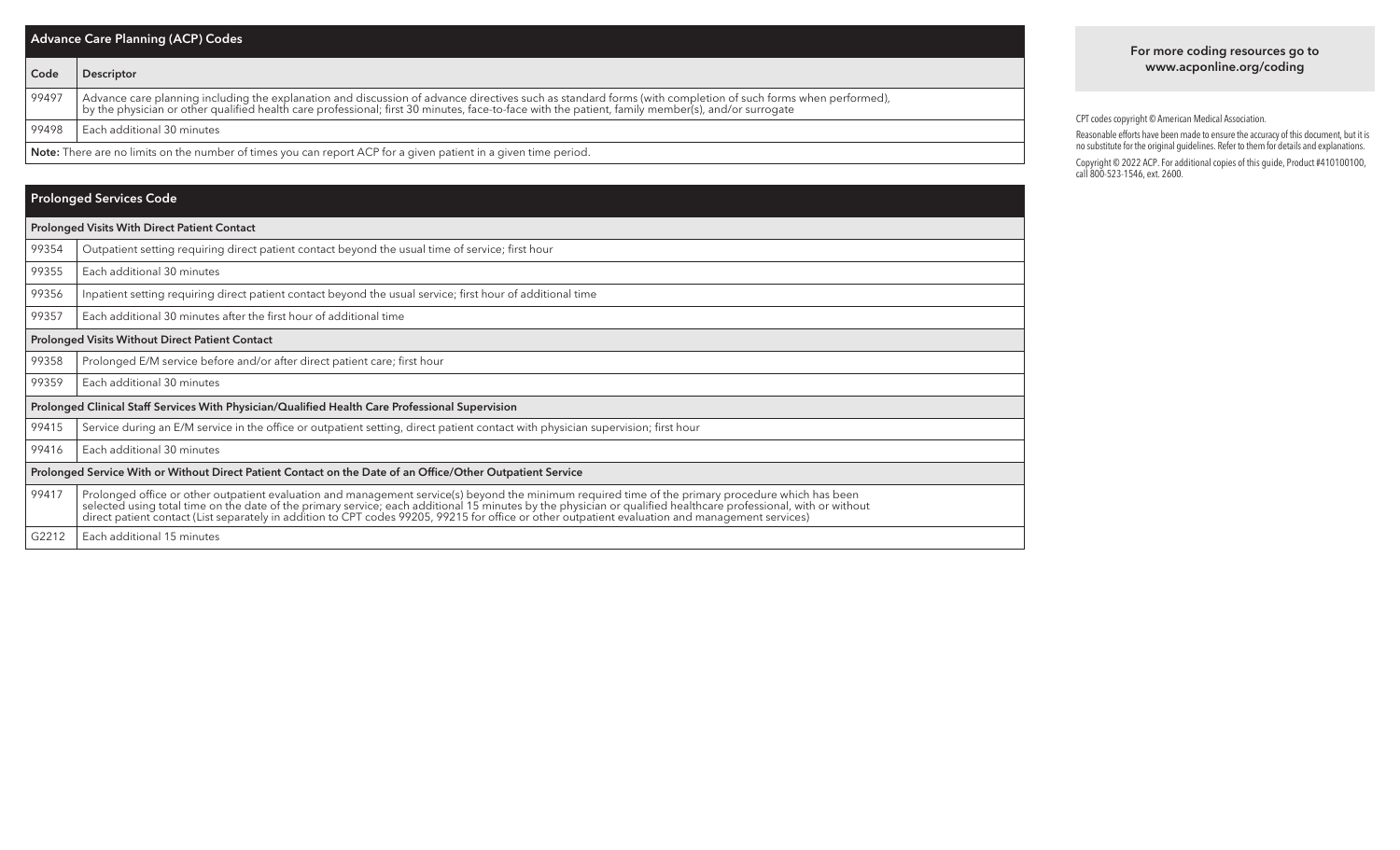## Advance Care Planning (ACP) Codes

| Code | Descriptor |
| --- | --- |
| 99497 | Advance care planning including the explanation and discussion of advance directives such as standard forms (with completion of such forms when performed), by the physician or other qualified health care professional; first 30 minutes, face-to-face with the patient, family member(s), and/or surrogate |
| 99498 | Each additional 30 minutes |
| **Note:** There are no limits on the number of times you can report ACP for a given patient in a given time period. | |

## Prolonged Services Code

| | |
| --- | --- |
| **Prolonged Visits With Direct Patient Contact** | |
| 99354 | Outpatient setting requiring direct patient contact beyond the usual time of service; first hour |
| 99355 | Each additional 30 minutes |
| 99356 | Inpatient setting requiring direct patient contact beyond the usual service; first hour of additional time |
| 99357 | Each additional 30 minutes after the first hour of additional time |
| **Prolonged Visits Without Direct Patient Contact** | |
| 99358 | Prolonged E/M service before and/or after direct patient care; first hour |
| 99359 | Each additional 30 minutes |
| **Prolonged Clinical Staff Services With Physician/Qualified Health Care Professional Supervision** | |
| 99415 | Service during an E/M service in the office or outpatient setting, direct patient contact with physician supervision; first hour |
| 99416 | Each additional 30 minutes |
| **Prolonged Service With or Without Direct Patient Contact on the Date of an Office/Other Outpatient Service** | |
| 99417 | Prolonged office or other outpatient evaluation and management service(s) beyond the minimum required time of the primary procedure which has been selected using total time on the date of the primary service; each additional 15 minutes by the physician or qualified healthcare professional, with or without direct patient contact (List separately in addition to CPT codes 99205, 99215 for office or other outpatient evaluation and management services) |
| G2212 | Each additional 15 minutes |

**For more coding resources go to www.acponline.org/coding**

CPT codes copyright © American Medical Association.

Reasonable efforts have been made to ensure the accuracy of this document, but it is no substitute for the original guidelines. Refer to them for details and explanations.

Copyright © 2022 ACP. For additional copies of this guide, Product #410100100, call 800-523-1546, ext. 2600.